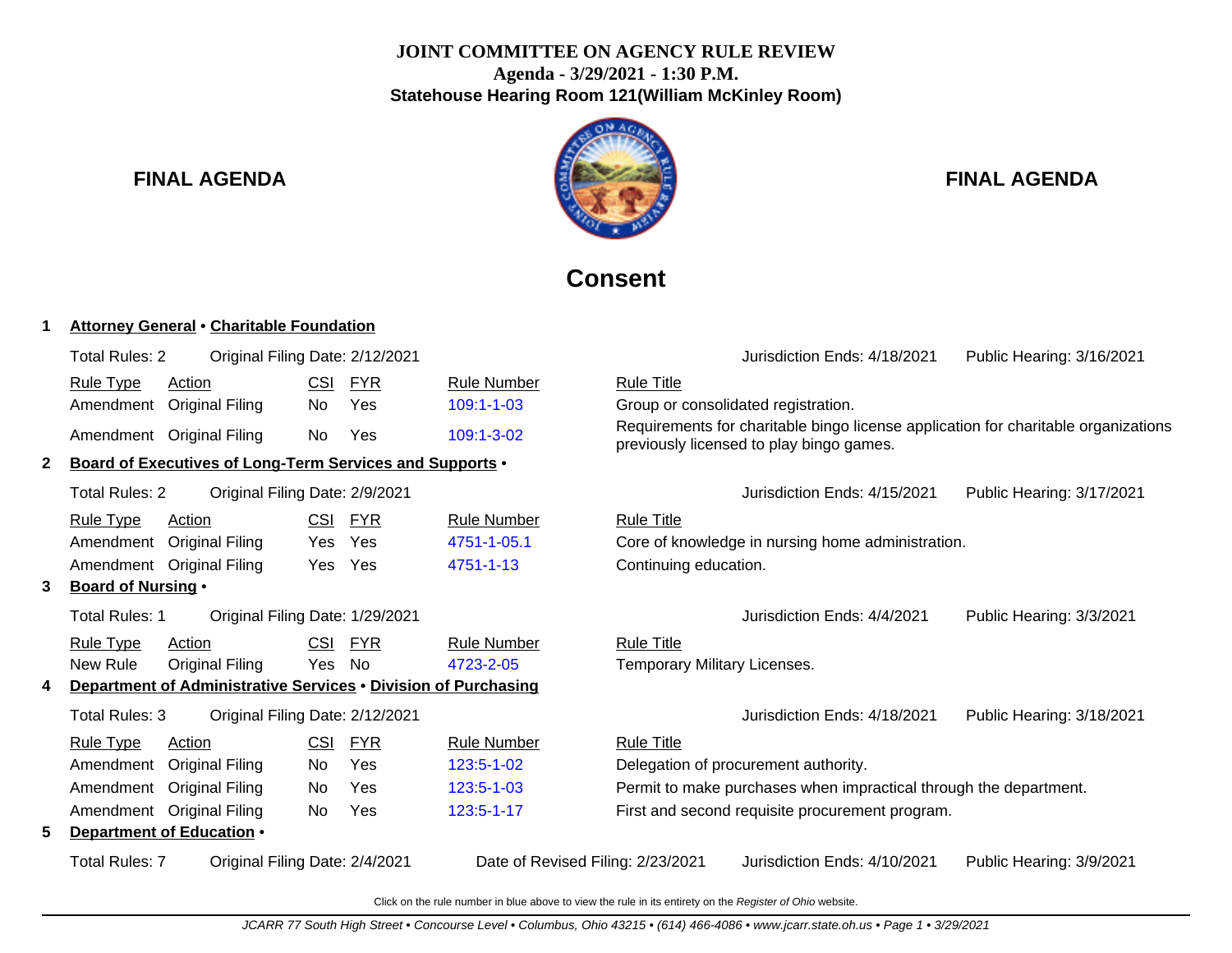**JOINT COMMITTEE ON AGENCY RULE REVIEW**
**Agenda - 3/29/2021 - 1:30 P.M.**
**Statehouse Hearing Room 121(William McKinley Room)**

**FINAL AGENDA** **FINAL AGENDA**

# Consent

**1 Attorney General • Charitable Foundation**

Total Rules: 2 Original Filing Date: 2/12/2021 Jurisdiction Ends: 4/18/2021 Public Hearing: 3/16/2021

| Rule Type | Action | CSI | FYR | Rule Number | Rule Title |
|---|---|---|---|---|---|
| Amendment | Original Filing | No | Yes | 109:1-1-03 | Group or consolidated registration. |
| Amendment | Original Filing | No | Yes | 109:1-3-02 | Requirements for charitable bingo license application for charitable organizations previously licensed to play bingo games. |

**2 Board of Executives of Long-Term Services and Supports •**

Total Rules: 2 Original Filing Date: 2/9/2021 Jurisdiction Ends: 4/15/2021 Public Hearing: 3/17/2021

| Rule Type | Action | CSI | FYR | Rule Number | Rule Title |
|---|---|---|---|---|---|
| Amendment | Original Filing | Yes | Yes | 4751-1-05.1 | Core of knowledge in nursing home administration. |
| Amendment | Original Filing | Yes | Yes | 4751-1-13 | Continuing education. |

**3 Board of Nursing •**

Total Rules: 1 Original Filing Date: 1/29/2021 Jurisdiction Ends: 4/4/2021 Public Hearing: 3/3/2021

| Rule Type | Action | CSI | FYR | Rule Number | Rule Title |
|---|---|---|---|---|---|
| New Rule | Original Filing | Yes | No | 4723-2-05 | Temporary Military Licenses. |

**4 Department of Administrative Services • Division of Purchasing**

Total Rules: 3 Original Filing Date: 2/12/2021 Jurisdiction Ends: 4/18/2021 Public Hearing: 3/18/2021

| Rule Type | Action | CSI | FYR | Rule Number | Rule Title |
|---|---|---|---|---|---|
| Amendment | Original Filing | No | Yes | 123:5-1-02 | Delegation of procurement authority. |
| Amendment | Original Filing | No | Yes | 123:5-1-03 | Permit to make purchases when impractical through the department. |
| Amendment | Original Filing | No | Yes | 123:5-1-17 | First and second requisite procurement program. |

**5 Department of Education •**

Total Rules: 7 Original Filing Date: 2/4/2021 Date of Revised Filing: 2/23/2021 Jurisdiction Ends: 4/10/2021 Public Hearing: 3/9/2021

Click on the rule number in blue above to view the rule in its entirety on the *Register of Ohio* website.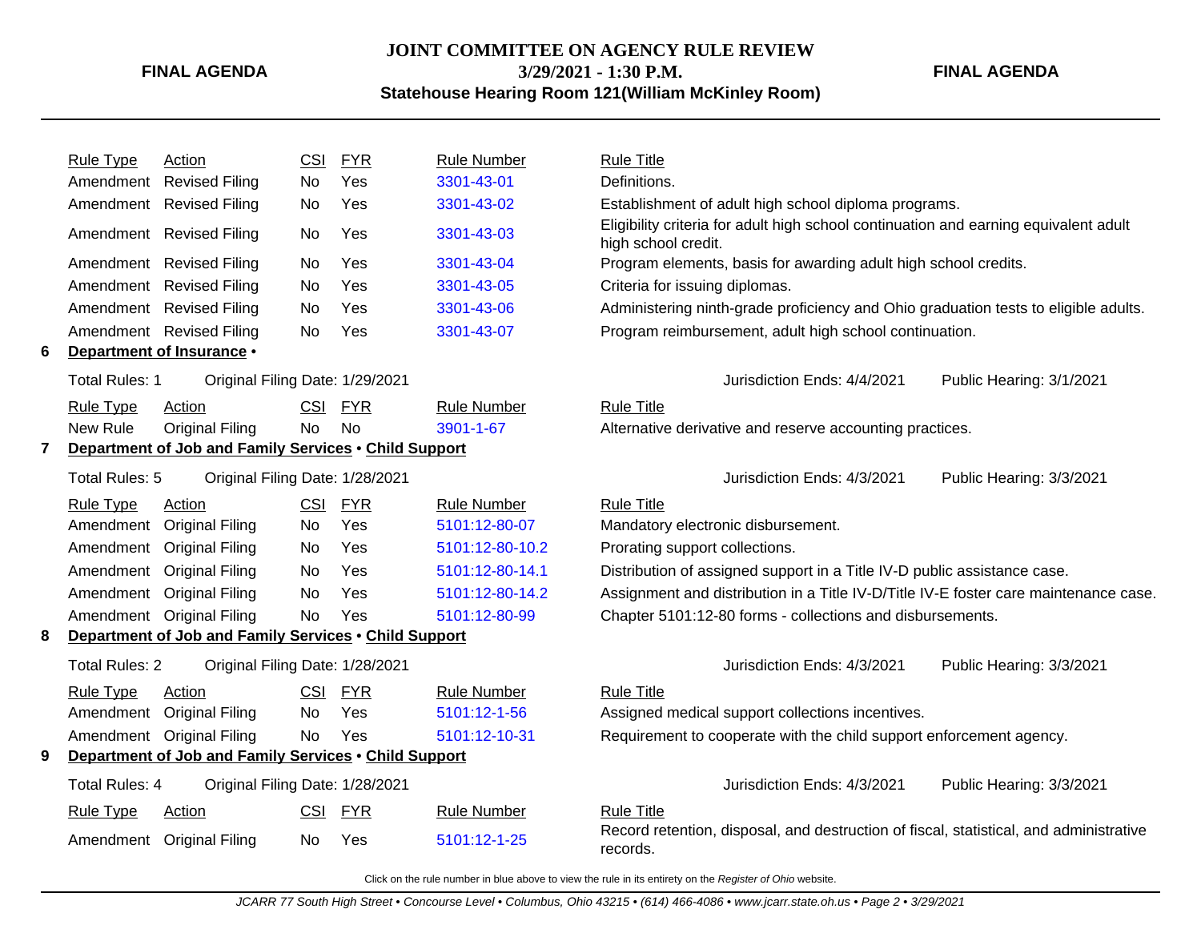| Rule Type | Action | CSI | FYR | Rule Number | Rule Title |
|---|---|---|---|---|---|
| Amendment | Revised Filing | No | Yes | 3301-43-01 | Definitions. |
| Amendment | Revised Filing | No | Yes | 3301-43-02 | Establishment of adult high school diploma programs. |
| Amendment | Revised Filing | No | Yes | 3301-43-03 | Eligibility criteria for adult high school continuation and earning equivalent adult high school credit. |
| Amendment | Revised Filing | No | Yes | 3301-43-04 | Program elements, basis for awarding adult high school credits. |
| Amendment | Revised Filing | No | Yes | 3301-43-05 | Criteria for issuing diplomas. |
| Amendment | Revised Filing | No | Yes | 3301-43-06 | Administering ninth-grade proficiency and Ohio graduation tests to eligible adults. |
| Amendment | Revised Filing | No | Yes | 3301-43-07 | Program reimbursement, adult high school continuation. |

## 6 Department of Insurance •

Total Rules: 1 — Original Filing Date: 1/29/2021 — Jurisdiction Ends: 4/4/2021 — Public Hearing: 3/1/2021

| Rule Type | Action | CSI | FYR | Rule Number | Rule Title |
|---|---|---|---|---|---|
| New Rule | Original Filing | No | No | 3901-1-67 | Alternative derivative and reserve accounting practices. |

## 7 Department of Job and Family Services • Child Support

Total Rules: 5 — Original Filing Date: 1/28/2021 — Jurisdiction Ends: 4/3/2021 — Public Hearing: 3/3/2021

| Rule Type | Action | CSI | FYR | Rule Number | Rule Title |
|---|---|---|---|---|---|
| Amendment | Original Filing | No | Yes | 5101:12-80-07 | Mandatory electronic disbursement. |
| Amendment | Original Filing | No | Yes | 5101:12-80-10.2 | Prorating support collections. |
| Amendment | Original Filing | No | Yes | 5101:12-80-14.1 | Distribution of assigned support in a Title IV-D public assistance case. |
| Amendment | Original Filing | No | Yes | 5101:12-80-14.2 | Assignment and distribution in a Title IV-D/Title IV-E foster care maintenance case. |
| Amendment | Original Filing | No | Yes | 5101:12-80-99 | Chapter 5101:12-80 forms - collections and disbursements. |

## 8 Department of Job and Family Services • Child Support

Total Rules: 2 — Original Filing Date: 1/28/2021 — Jurisdiction Ends: 4/3/2021 — Public Hearing: 3/3/2021

| Rule Type | Action | CSI | FYR | Rule Number | Rule Title |
|---|---|---|---|---|---|
| Amendment | Original Filing | No | Yes | 5101:12-1-56 | Assigned medical support collections incentives. |
| Amendment | Original Filing | No | Yes | 5101:12-10-31 | Requirement to cooperate with the child support enforcement agency. |

## 9 Department of Job and Family Services • Child Support

Total Rules: 4 — Original Filing Date: 1/28/2021 — Jurisdiction Ends: 4/3/2021 — Public Hearing: 3/3/2021

| Rule Type | Action | CSI | FYR | Rule Number | Rule Title |
|---|---|---|---|---|---|
| Amendment | Original Filing | No | Yes | 5101:12-1-25 | Record retention, disposal, and destruction of fiscal, statistical, and administrative records. |

Click on the rule number in blue above to view the rule in its entirety on the *Register of Ohio* website.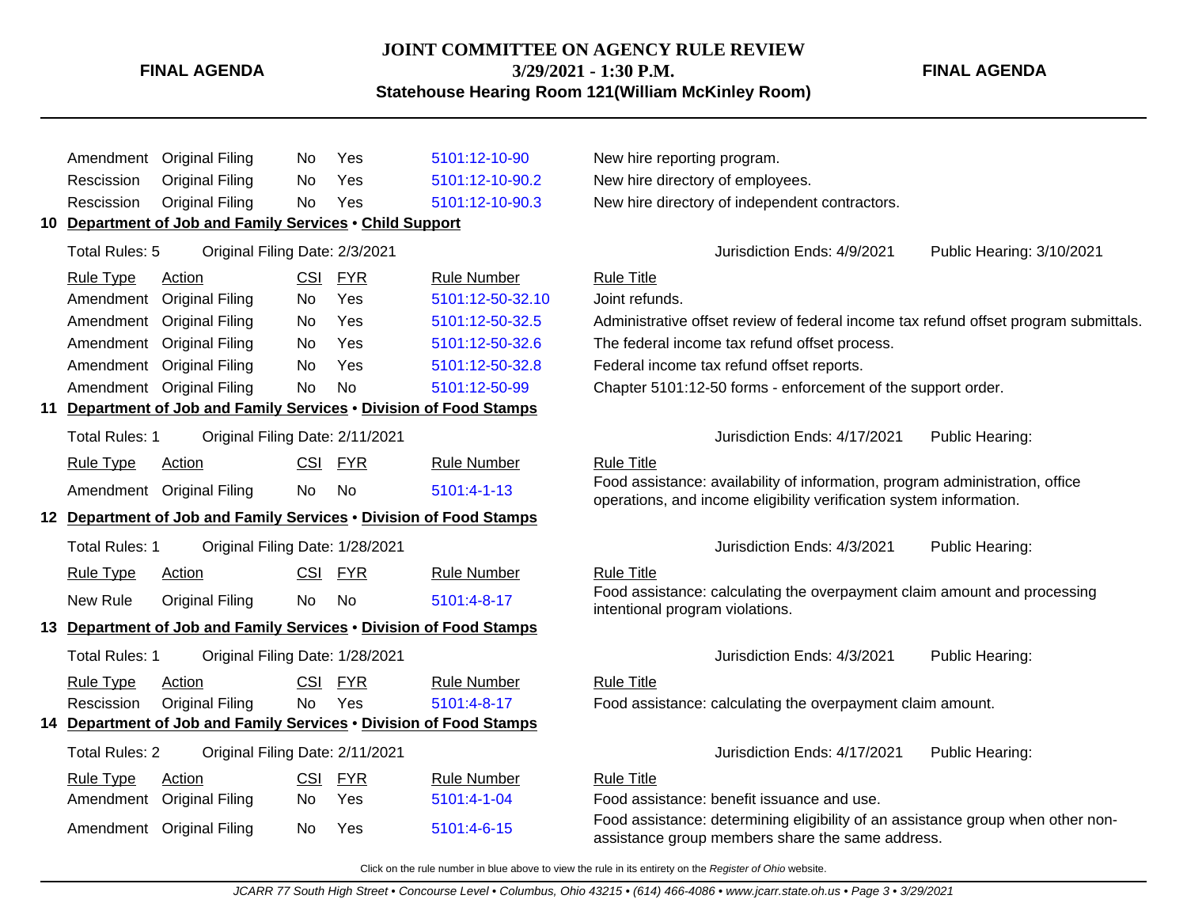| Rule Type | Action | CSI | FYR | Rule Number | Rule Title |
|---|---|---|---|---|---|
| Amendment | Original Filing | No | Yes | 5101:12-10-90 | New hire reporting program. |
| Rescission | Original Filing | No | Yes | 5101:12-10-90.2 | New hire directory of employees. |
| Rescission | Original Filing | No | Yes | 5101:12-10-90.3 | New hire directory of independent contractors. |

**10 Department of Job and Family Services • Child Support**

Total Rules: 5 Original Filing Date: 2/3/2021 Jurisdiction Ends: 4/9/2021 Public Hearing: 3/10/2021

| Rule Type | Action | CSI | FYR | Rule Number | Rule Title |
|---|---|---|---|---|---|
| Amendment | Original Filing | No | Yes | 5101:12-50-32.10 | Joint refunds. |
| Amendment | Original Filing | No | Yes | 5101:12-50-32.5 | Administrative offset review of federal income tax refund offset program submittals. |
| Amendment | Original Filing | No | Yes | 5101:12-50-32.6 | The federal income tax refund offset process. |
| Amendment | Original Filing | No | Yes | 5101:12-50-32.8 | Federal income tax refund offset reports. |
| Amendment | Original Filing | No | No | 5101:12-50-99 | Chapter 5101:12-50 forms - enforcement of the support order. |

**11 Department of Job and Family Services • Division of Food Stamps**

Total Rules: 1 Original Filing Date: 2/11/2021 Jurisdiction Ends: 4/17/2021 Public Hearing:

| Rule Type | Action | CSI | FYR | Rule Number | Rule Title |
|---|---|---|---|---|---|
| Amendment | Original Filing | No | No | 5101:4-1-13 | Food assistance: availability of information, program administration, office operations, and income eligibility verification system information. |

**12 Department of Job and Family Services • Division of Food Stamps**

Total Rules: 1 Original Filing Date: 1/28/2021 Jurisdiction Ends: 4/3/2021 Public Hearing:

| Rule Type | Action | CSI | FYR | Rule Number | Rule Title |
|---|---|---|---|---|---|
| New Rule | Original Filing | No | No | 5101:4-8-17 | Food assistance: calculating the overpayment claim amount and processing intentional program violations. |

**13 Department of Job and Family Services • Division of Food Stamps**

Total Rules: 1 Original Filing Date: 1/28/2021 Jurisdiction Ends: 4/3/2021 Public Hearing:

| Rule Type | Action | CSI | FYR | Rule Number | Rule Title |
|---|---|---|---|---|---|
| Rescission | Original Filing | No | Yes | 5101:4-8-17 | Food assistance: calculating the overpayment claim amount. |

**14 Department of Job and Family Services • Division of Food Stamps**

Total Rules: 2 Original Filing Date: 2/11/2021 Jurisdiction Ends: 4/17/2021 Public Hearing:

| Rule Type | Action | CSI | FYR | Rule Number | Rule Title |
|---|---|---|---|---|---|
| Amendment | Original Filing | No | Yes | 5101:4-1-04 | Food assistance: benefit issuance and use. |
| Amendment | Original Filing | No | Yes | 5101:4-6-15 | Food assistance: determining eligibility of an assistance group when other non-assistance group members share the same address. |

Click on the rule number in blue above to view the rule in its entirety on the *Register of Ohio* website.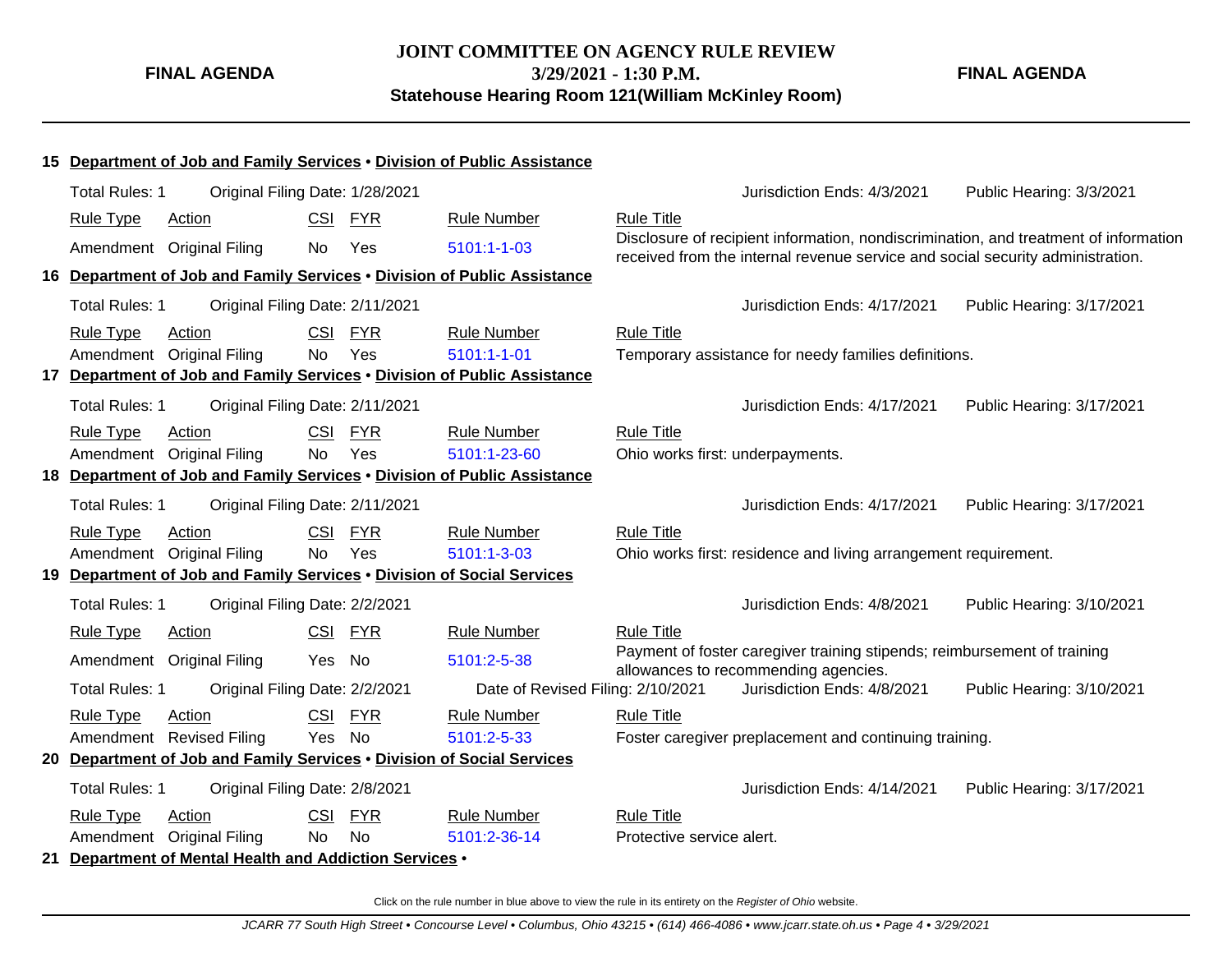**JOINT COMMITTEE ON AGENCY RULE REVIEW**
**3/29/2021 - 1:30 P.M.**
**Statehouse Hearing Room 121(William McKinley Room)**

**FINAL AGENDA** | **FINAL AGENDA**

**15 Department of Job and Family Services • Division of Public Assistance**

Total Rules: 1 | Original Filing Date: 1/28/2021 | Jurisdiction Ends: 4/3/2021 | Public Hearing: 3/3/2021

| Rule Type | Action | CSI | FYR | Rule Number | Rule Title |
|---|---|---|---|---|---|
| Amendment | Original Filing | No | Yes | 5101:1-1-03 | Disclosure of recipient information, nondiscrimination, and treatment of information received from the internal revenue service and social security administration. |

**16 Department of Job and Family Services • Division of Public Assistance**

Total Rules: 1 | Original Filing Date: 2/11/2021 | Jurisdiction Ends: 4/17/2021 | Public Hearing: 3/17/2021

| Rule Type | Action | CSI | FYR | Rule Number | Rule Title |
|---|---|---|---|---|---|
| Amendment | Original Filing | No | Yes | 5101:1-1-01 | Temporary assistance for needy families definitions. |

**17 Department of Job and Family Services • Division of Public Assistance**

Total Rules: 1 | Original Filing Date: 2/11/2021 | Jurisdiction Ends: 4/17/2021 | Public Hearing: 3/17/2021

| Rule Type | Action | CSI | FYR | Rule Number | Rule Title |
|---|---|---|---|---|---|
| Amendment | Original Filing | No | Yes | 5101:1-23-60 | Ohio works first: underpayments. |

**18 Department of Job and Family Services • Division of Public Assistance**

Total Rules: 1 | Original Filing Date: 2/11/2021 | Jurisdiction Ends: 4/17/2021 | Public Hearing: 3/17/2021

| Rule Type | Action | CSI | FYR | Rule Number | Rule Title |
|---|---|---|---|---|---|
| Amendment | Original Filing | No | Yes | 5101:1-3-03 | Ohio works first: residence and living arrangement requirement. |

**19 Department of Job and Family Services • Division of Social Services**

Total Rules: 1 | Original Filing Date: 2/2/2021 | Jurisdiction Ends: 4/8/2021 | Public Hearing: 3/10/2021

| Rule Type | Action | CSI | FYR | Rule Number | Rule Title |
|---|---|---|---|---|---|
| Amendment | Original Filing | Yes | No | 5101:2-5-38 | Payment of foster caregiver training stipends; reimbursement of training allowances to recommending agencies. |

Total Rules: 1 | Original Filing Date: 2/2/2021 | Date of Revised Filing: 2/10/2021 | Jurisdiction Ends: 4/8/2021 | Public Hearing: 3/10/2021

| Rule Type | Action | CSI | FYR | Rule Number | Rule Title |
|---|---|---|---|---|---|
| Amendment | Revised Filing | Yes | No | 5101:2-5-33 | Foster caregiver preplacement and continuing training. |

**20 Department of Job and Family Services • Division of Social Services**

Total Rules: 1 | Original Filing Date: 2/8/2021 | Jurisdiction Ends: 4/14/2021 | Public Hearing: 3/17/2021

| Rule Type | Action | CSI | FYR | Rule Number | Rule Title |
|---|---|---|---|---|---|
| Amendment | Original Filing | No | No | 5101:2-36-14 | Protective service alert. |

**21 Department of Mental Health and Addiction Services •**

Click on the rule number in blue above to view the rule in its entirety on the *Register of Ohio* website.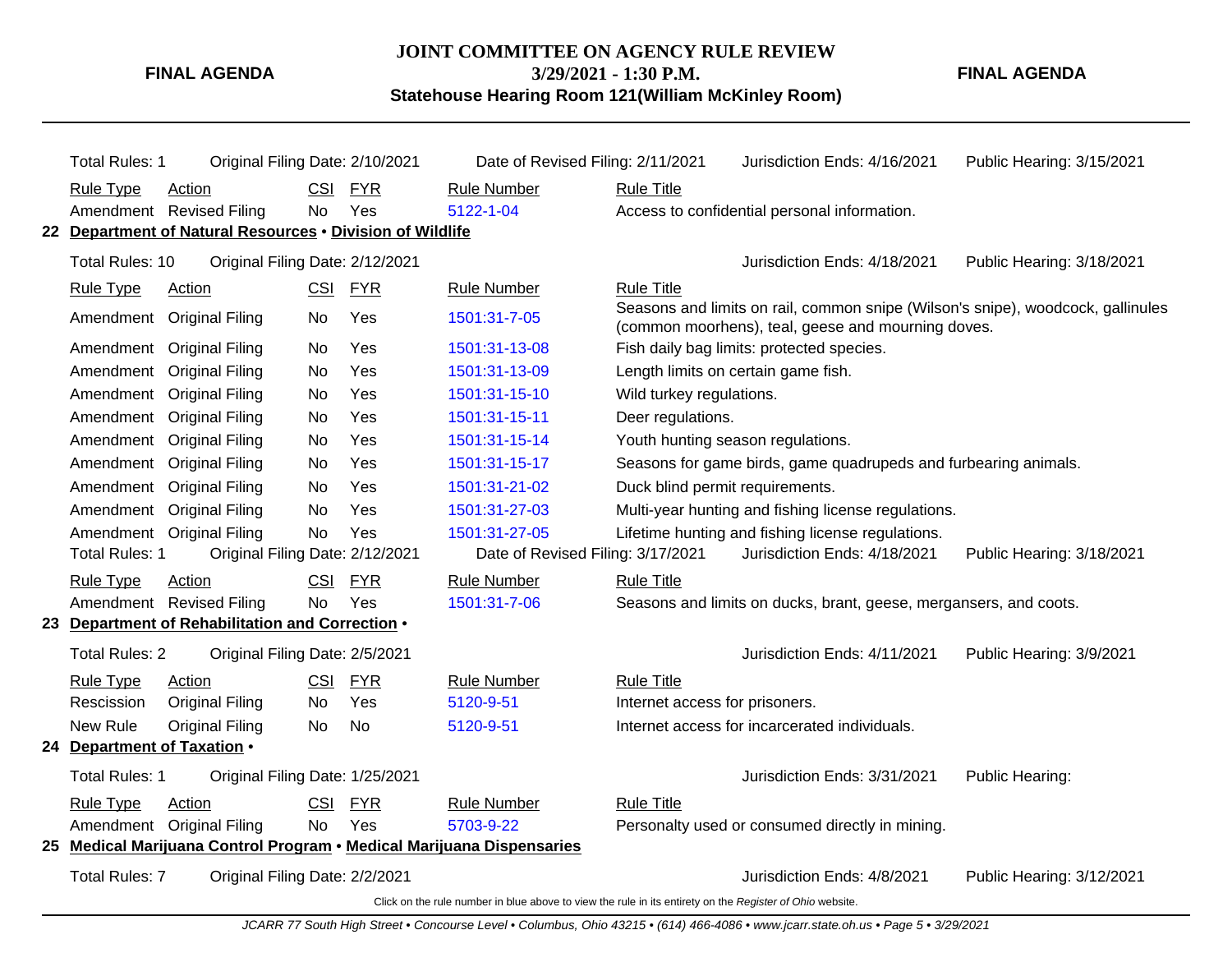Total Rules: 1 | Original Filing Date: 2/10/2021 | Date of Revised Filing: 2/11/2021 | Jurisdiction Ends: 4/16/2021 | Public Hearing: 3/15/2021

| Rule Type | Action | CSI | FYR | Rule Number | Rule Title |
|---|---|---|---|---|---|
| Amendment | Revised Filing | No | Yes | 5122-1-04 | Access to confidential personal information. |

**22 Department of Natural Resources • Division of Wildlife**

Total Rules: 10 | Original Filing Date: 2/12/2021 | Jurisdiction Ends: 4/18/2021 | Public Hearing: 3/18/2021

| Rule Type | Action | CSI | FYR | Rule Number | Rule Title |
|---|---|---|---|---|---|
| Amendment | Original Filing | No | Yes | 1501:31-7-05 | Seasons and limits on rail, common snipe (Wilson's snipe), woodcock, gallinules (common moorhens), teal, geese and mourning doves. |
| Amendment | Original Filing | No | Yes | 1501:31-13-08 | Fish daily bag limits: protected species. |
| Amendment | Original Filing | No | Yes | 1501:31-13-09 | Length limits on certain game fish. |
| Amendment | Original Filing | No | Yes | 1501:31-15-10 | Wild turkey regulations. |
| Amendment | Original Filing | No | Yes | 1501:31-15-11 | Deer regulations. |
| Amendment | Original Filing | No | Yes | 1501:31-15-14 | Youth hunting season regulations. |
| Amendment | Original Filing | No | Yes | 1501:31-15-17 | Seasons for game birds, game quadrupeds and furbearing animals. |
| Amendment | Original Filing | No | Yes | 1501:31-21-02 | Duck blind permit requirements. |
| Amendment | Original Filing | No | Yes | 1501:31-27-03 | Multi-year hunting and fishing license regulations. |
| Amendment | Original Filing | No | Yes | 1501:31-27-05 | Lifetime hunting and fishing license regulations. |

Total Rules: 1 | Original Filing Date: 2/12/2021 | Date of Revised Filing: 3/17/2021 | Jurisdiction Ends: 4/18/2021 | Public Hearing: 3/18/2021

| Rule Type | Action | CSI | FYR | Rule Number | Rule Title |
|---|---|---|---|---|---|
| Amendment | Revised Filing | No | Yes | 1501:31-7-06 | Seasons and limits on ducks, brant, geese, mergansers, and coots. |

**23 Department of Rehabilitation and Correction •**

Total Rules: 2 | Original Filing Date: 2/5/2021 | Jurisdiction Ends: 4/11/2021 | Public Hearing: 3/9/2021

| Rule Type | Action | CSI | FYR | Rule Number | Rule Title |
|---|---|---|---|---|---|
| Rescission | Original Filing | No | Yes | 5120-9-51 | Internet access for prisoners. |
| New Rule | Original Filing | No | No | 5120-9-51 | Internet access for incarcerated individuals. |

**24 Department of Taxation •**

Total Rules: 1 | Original Filing Date: 1/25/2021 | Jurisdiction Ends: 3/31/2021 | Public Hearing:

| Rule Type | Action | CSI | FYR | Rule Number | Rule Title |
|---|---|---|---|---|---|
| Amendment | Original Filing | No | Yes | 5703-9-22 | Personalty used or consumed directly in mining. |

**25 Medical Marijuana Control Program • Medical Marijuana Dispensaries**

Total Rules: 7 | Original Filing Date: 2/2/2021 | Jurisdiction Ends: 4/8/2021 | Public Hearing: 3/12/2021

Click on the rule number in blue above to view the rule in its entirety on the *Register of Ohio* website.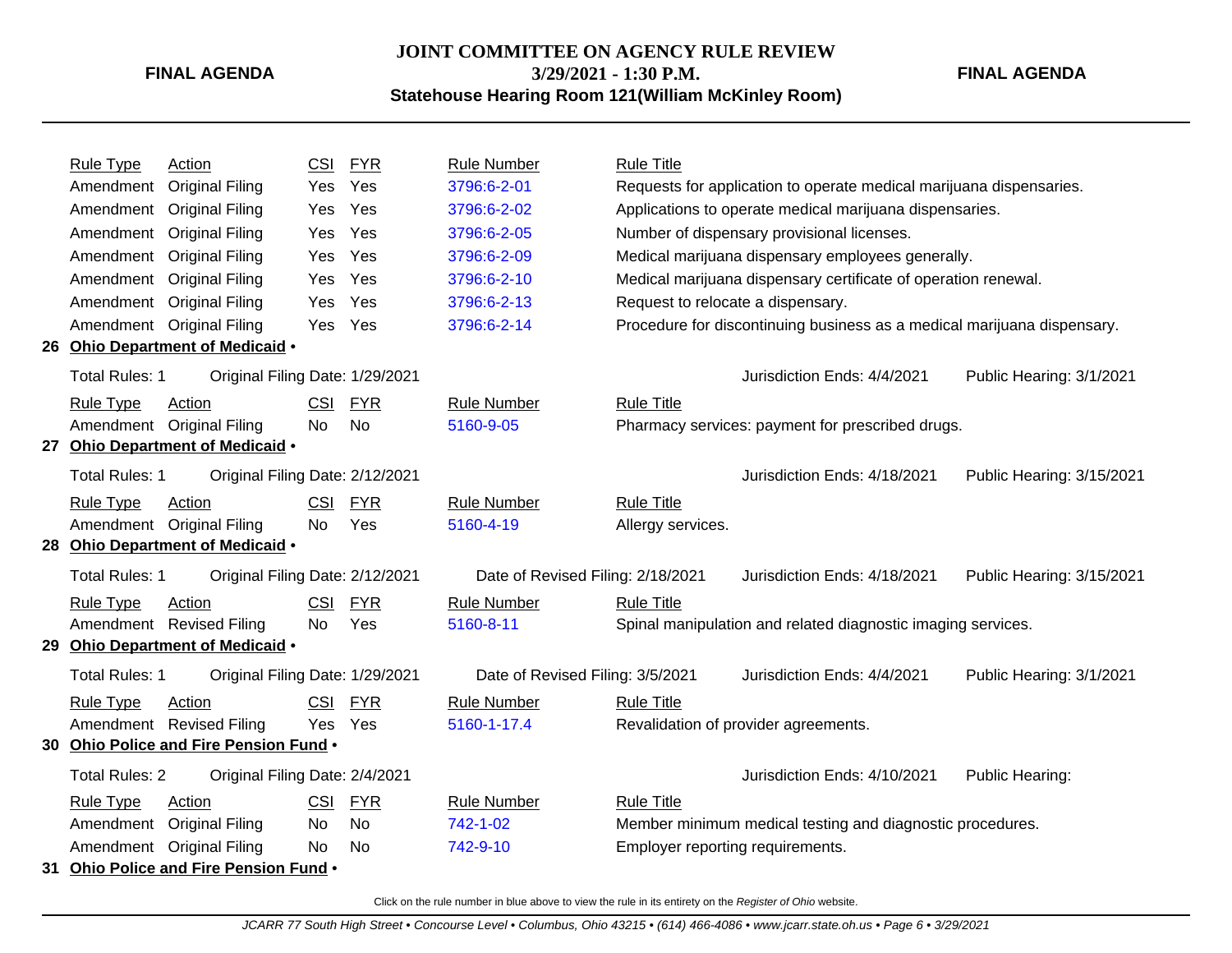**FINAL AGENDA**

**JOINT COMMITTEE ON AGENCY RULE REVIEW**
**3/29/2021 - 1:30 P.M.**
**Statehouse Hearing Room 121(William McKinley Room)**

**FINAL AGENDA**

| Rule Type | Action | CSI | FYR | Rule Number | Rule Title |
|---|---|---|---|---|---|
| Amendment | Original Filing | Yes | Yes | 3796:6-2-01 | Requests for application to operate medical marijuana dispensaries. |
| Amendment | Original Filing | Yes | Yes | 3796:6-2-02 | Applications to operate medical marijuana dispensaries. |
| Amendment | Original Filing | Yes | Yes | 3796:6-2-05 | Number of dispensary provisional licenses. |
| Amendment | Original Filing | Yes | Yes | 3796:6-2-09 | Medical marijuana dispensary employees generally. |
| Amendment | Original Filing | Yes | Yes | 3796:6-2-10 | Medical marijuana dispensary certificate of operation renewal. |
| Amendment | Original Filing | Yes | Yes | 3796:6-2-13 | Request to relocate a dispensary. |
| Amendment | Original Filing | Yes | Yes | 3796:6-2-14 | Procedure for discontinuing business as a medical marijuana dispensary. |

**26 Ohio Department of Medicaid •**

Total Rules: 1 | Original Filing Date: 1/29/2021 | Jurisdiction Ends: 4/4/2021 | Public Hearing: 3/1/2021

| Rule Type | Action | CSI | FYR | Rule Number | Rule Title |
|---|---|---|---|---|---|
| Amendment | Original Filing | No | No | 5160-9-05 | Pharmacy services: payment for prescribed drugs. |

**27 Ohio Department of Medicaid •**

Total Rules: 1 | Original Filing Date: 2/12/2021 | Jurisdiction Ends: 4/18/2021 | Public Hearing: 3/15/2021

| Rule Type | Action | CSI | FYR | Rule Number | Rule Title |
|---|---|---|---|---|---|
| Amendment | Original Filing | No | Yes | 5160-4-19 | Allergy services. |

**28 Ohio Department of Medicaid •**

Total Rules: 1 | Original Filing Date: 2/12/2021 | Date of Revised Filing: 2/18/2021 | Jurisdiction Ends: 4/18/2021 | Public Hearing: 3/15/2021

| Rule Type | Action | CSI | FYR | Rule Number | Rule Title |
|---|---|---|---|---|---|
| Amendment | Revised Filing | No | Yes | 5160-8-11 | Spinal manipulation and related diagnostic imaging services. |

**29 Ohio Department of Medicaid •**

Total Rules: 1 | Original Filing Date: 1/29/2021 | Date of Revised Filing: 3/5/2021 | Jurisdiction Ends: 4/4/2021 | Public Hearing: 3/1/2021

| Rule Type | Action | CSI | FYR | Rule Number | Rule Title |
|---|---|---|---|---|---|
| Amendment | Revised Filing | Yes | Yes | 5160-1-17.4 | Revalidation of provider agreements. |

**30 Ohio Police and Fire Pension Fund •**

Total Rules: 2 | Original Filing Date: 2/4/2021 | Jurisdiction Ends: 4/10/2021 | Public Hearing:

| Rule Type | Action | CSI | FYR | Rule Number | Rule Title |
|---|---|---|---|---|---|
| Amendment | Original Filing | No | No | 742-1-02 | Member minimum medical testing and diagnostic procedures. |
| Amendment | Original Filing | No | No | 742-9-10 | Employer reporting requirements. |

**31 Ohio Police and Fire Pension Fund •**

Click on the rule number in blue above to view the rule in its entirety on the *Register of Ohio* website.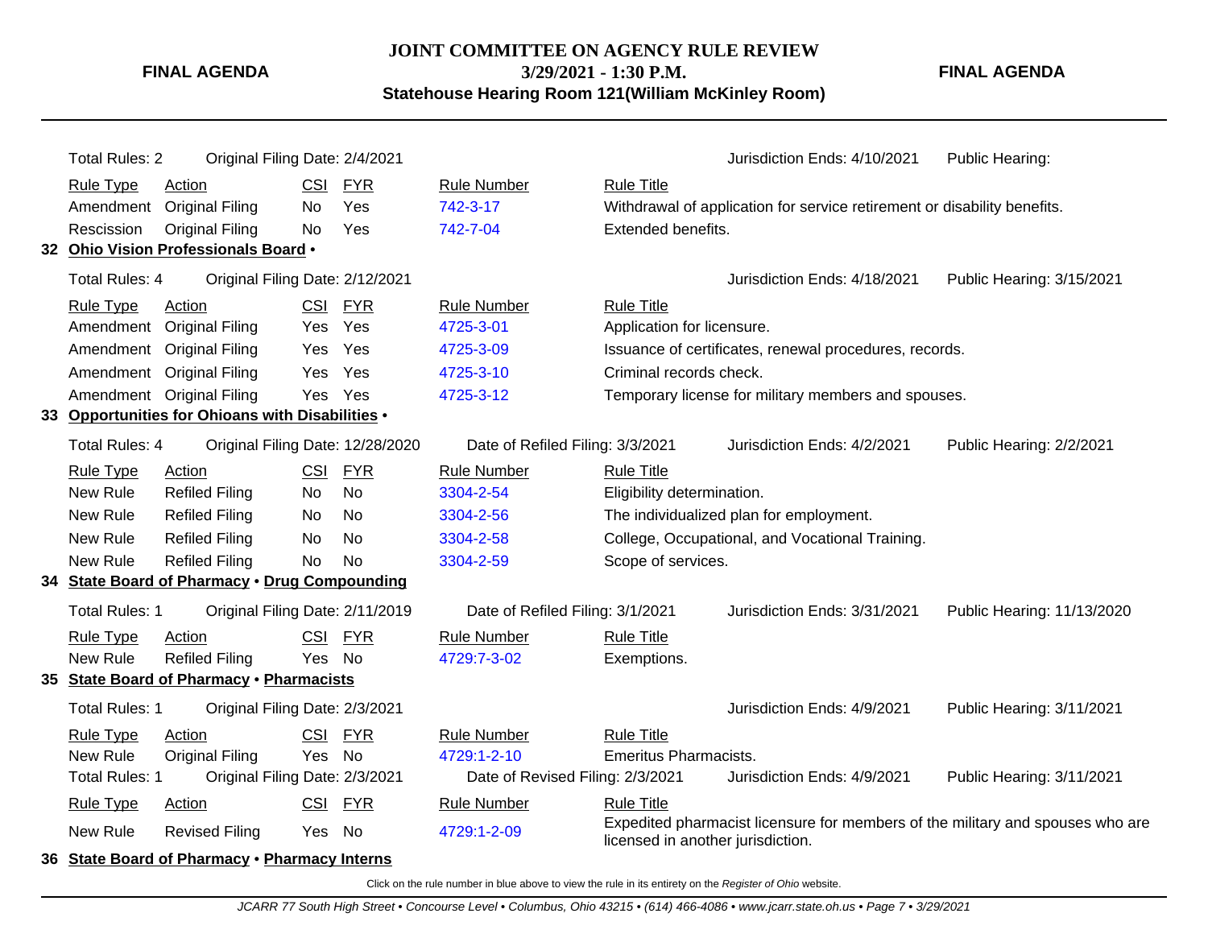**FINAL AGENDA**

**JOINT COMMITTEE ON AGENCY RULE REVIEW**
**3/29/2021 - 1:30 P.M.**
**Statehouse Hearing Room 121(William McKinley Room)**

**FINAL AGENDA**

Total Rules: 2 | Original Filing Date: 2/4/2021 | Jurisdiction Ends: 4/10/2021 | Public Hearing:

| Rule Type | Action | CSI | FYR | Rule Number | Rule Title |
|---|---|---|---|---|---|
| Amendment | Original Filing | No | Yes | 742-3-17 | Withdrawal of application for service retirement or disability benefits. |
| Rescission | Original Filing | No | Yes | 742-7-04 | Extended benefits. |

### 32 Ohio Vision Professionals Board •

Total Rules: 4 | Original Filing Date: 2/12/2021 | Jurisdiction Ends: 4/18/2021 | Public Hearing: 3/15/2021

| Rule Type | Action | CSI | FYR | Rule Number | Rule Title |
|---|---|---|---|---|---|
| Amendment | Original Filing | Yes | Yes | 4725-3-01 | Application for licensure. |
| Amendment | Original Filing | Yes | Yes | 4725-3-09 | Issuance of certificates, renewal procedures, records. |
| Amendment | Original Filing | Yes | Yes | 4725-3-10 | Criminal records check. |
| Amendment | Original Filing | Yes | Yes | 4725-3-12 | Temporary license for military members and spouses. |

### 33 Opportunities for Ohioans with Disabilities •

Total Rules: 4 | Original Filing Date: 12/28/2020 | Date of Refiled Filing: 3/3/2021 | Jurisdiction Ends: 4/2/2021 | Public Hearing: 2/2/2021

| Rule Type | Action | CSI | FYR | Rule Number | Rule Title |
|---|---|---|---|---|---|
| New Rule | Refiled Filing | No | No | 3304-2-54 | Eligibility determination. |
| New Rule | Refiled Filing | No | No | 3304-2-56 | The individualized plan for employment. |
| New Rule | Refiled Filing | No | No | 3304-2-58 | College, Occupational, and Vocational Training. |
| New Rule | Refiled Filing | No | No | 3304-2-59 | Scope of services. |

### 34 State Board of Pharmacy • Drug Compounding

Total Rules: 1 | Original Filing Date: 2/11/2019 | Date of Refiled Filing: 3/1/2021 | Jurisdiction Ends: 3/31/2021 | Public Hearing: 11/13/2020

| Rule Type | Action | CSI | FYR | Rule Number | Rule Title |
|---|---|---|---|---|---|
| New Rule | Refiled Filing | Yes | No | 4729:7-3-02 | Exemptions. |

### 35 State Board of Pharmacy • Pharmacists

Total Rules: 1 | Original Filing Date: 2/3/2021 | Jurisdiction Ends: 4/9/2021 | Public Hearing: 3/11/2021

| Rule Type | Action | CSI | FYR | Rule Number | Rule Title |
|---|---|---|---|---|---|
| New Rule | Original Filing | Yes | No | 4729:1-2-10 | Emeritus Pharmacists. |

Total Rules: 1 | Original Filing Date: 2/3/2021 | Date of Revised Filing: 2/3/2021 | Jurisdiction Ends: 4/9/2021 | Public Hearing: 3/11/2021

| Rule Type | Action | CSI | FYR | Rule Number | Rule Title |
|---|---|---|---|---|---|
| New Rule | Revised Filing | Yes | No | 4729:1-2-09 | Expedited pharmacist licensure for members of the military and spouses who are licensed in another jurisdiction. |

### 36 State Board of Pharmacy • Pharmacy Interns

Click on the rule number in blue above to view the rule in its entirety on the *Register of Ohio* website.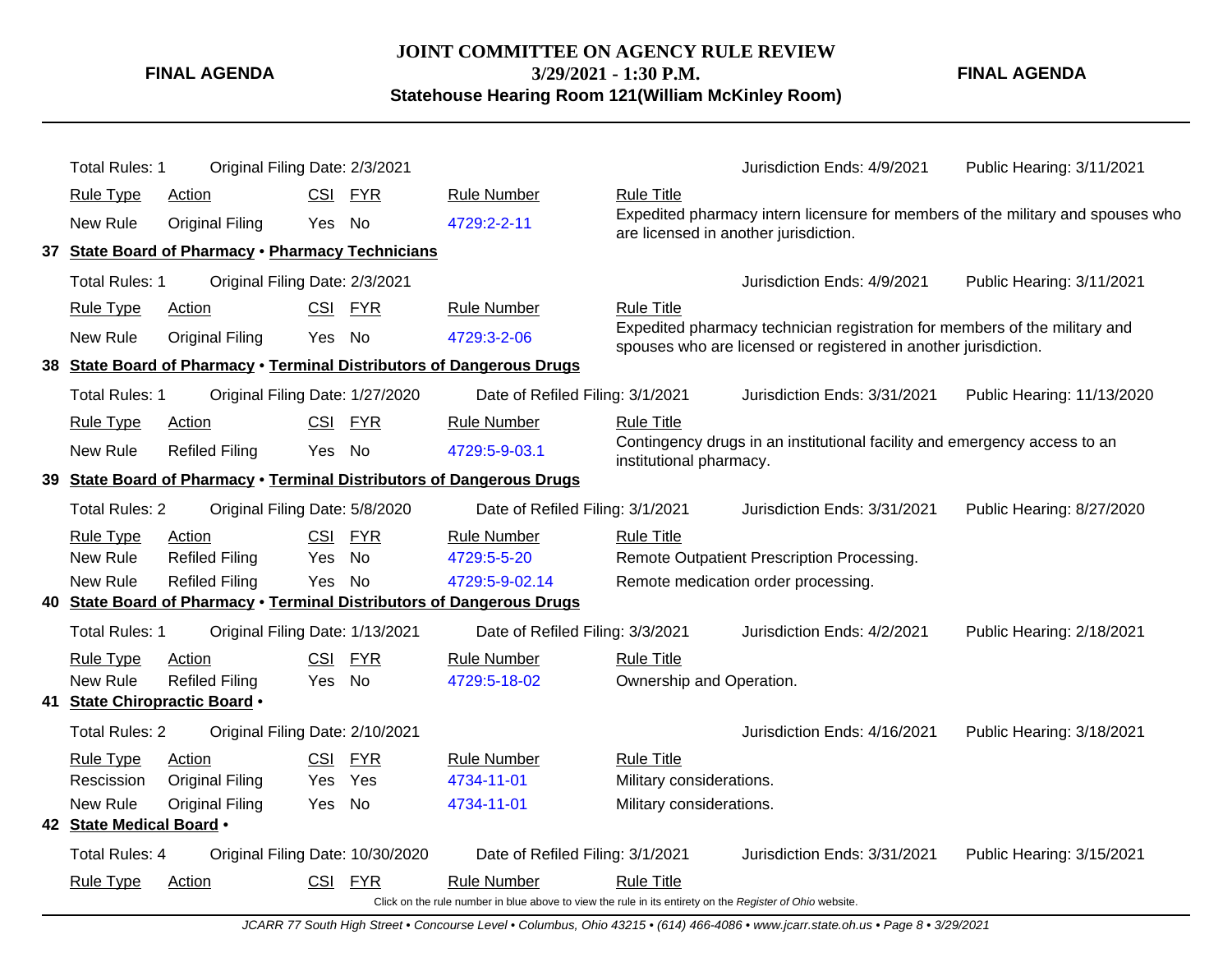Total Rules: 1 | Original Filing Date: 2/3/2021 | Jurisdiction Ends: 4/9/2021 | Public Hearing: 3/11/2021

| Rule Type | Action | CSI | FYR | Rule Number | Rule Title |
|---|---|---|---|---|---|
| New Rule | Original Filing | Yes | No | 4729:2-2-11 | Expedited pharmacy intern licensure for members of the military and spouses who are licensed in another jurisdiction. |

**37 State Board of Pharmacy • Pharmacy Technicians**

Total Rules: 1 | Original Filing Date: 2/3/2021 | Jurisdiction Ends: 4/9/2021 | Public Hearing: 3/11/2021

| Rule Type | Action | CSI | FYR | Rule Number | Rule Title |
|---|---|---|---|---|---|
| New Rule | Original Filing | Yes | No | 4729:3-2-06 | Expedited pharmacy technician registration for members of the military and spouses who are licensed or registered in another jurisdiction. |

**38 State Board of Pharmacy • Terminal Distributors of Dangerous Drugs**

Total Rules: 1 | Original Filing Date: 1/27/2020 | Date of Refiled Filing: 3/1/2021 | Jurisdiction Ends: 3/31/2021 | Public Hearing: 11/13/2020

| Rule Type | Action | CSI | FYR | Rule Number | Rule Title |
|---|---|---|---|---|---|
| New Rule | Refiled Filing | Yes | No | 4729:5-9-03.1 | Contingency drugs in an institutional facility and emergency access to an institutional pharmacy. |

**39 State Board of Pharmacy • Terminal Distributors of Dangerous Drugs**

Total Rules: 2 | Original Filing Date: 5/8/2020 | Date of Refiled Filing: 3/1/2021 | Jurisdiction Ends: 3/31/2021 | Public Hearing: 8/27/2020

| Rule Type | Action | CSI | FYR | Rule Number | Rule Title |
|---|---|---|---|---|---|
| New Rule | Refiled Filing | Yes | No | 4729:5-5-20 | Remote Outpatient Prescription Processing. |
| New Rule | Refiled Filing | Yes | No | 4729:5-9-02.14 | Remote medication order processing. |

**40 State Board of Pharmacy • Terminal Distributors of Dangerous Drugs**

Total Rules: 1 | Original Filing Date: 1/13/2021 | Date of Refiled Filing: 3/3/2021 | Jurisdiction Ends: 4/2/2021 | Public Hearing: 2/18/2021

| Rule Type | Action | CSI | FYR | Rule Number | Rule Title |
|---|---|---|---|---|---|
| New Rule | Refiled Filing | Yes | No | 4729:5-18-02 | Ownership and Operation. |

**41 State Chiropractic Board •**

Total Rules: 2 | Original Filing Date: 2/10/2021 | Jurisdiction Ends: 4/16/2021 | Public Hearing: 3/18/2021

| Rule Type | Action | CSI | FYR | Rule Number | Rule Title |
|---|---|---|---|---|---|
| Rescission | Original Filing | Yes | Yes | 4734-11-01 | Military considerations. |
| New Rule | Original Filing | Yes | No | 4734-11-01 | Military considerations. |

**42 State Medical Board •**

Total Rules: 4 | Original Filing Date: 10/30/2020 | Date of Refiled Filing: 3/1/2021 | Jurisdiction Ends: 3/31/2021 | Public Hearing: 3/15/2021

| Rule Type | Action | CSI | FYR | Rule Number | Rule Title |
|---|---|---|---|---|---|

Click on the rule number in blue above to view the rule in its entirety on the *Register of Ohio* website.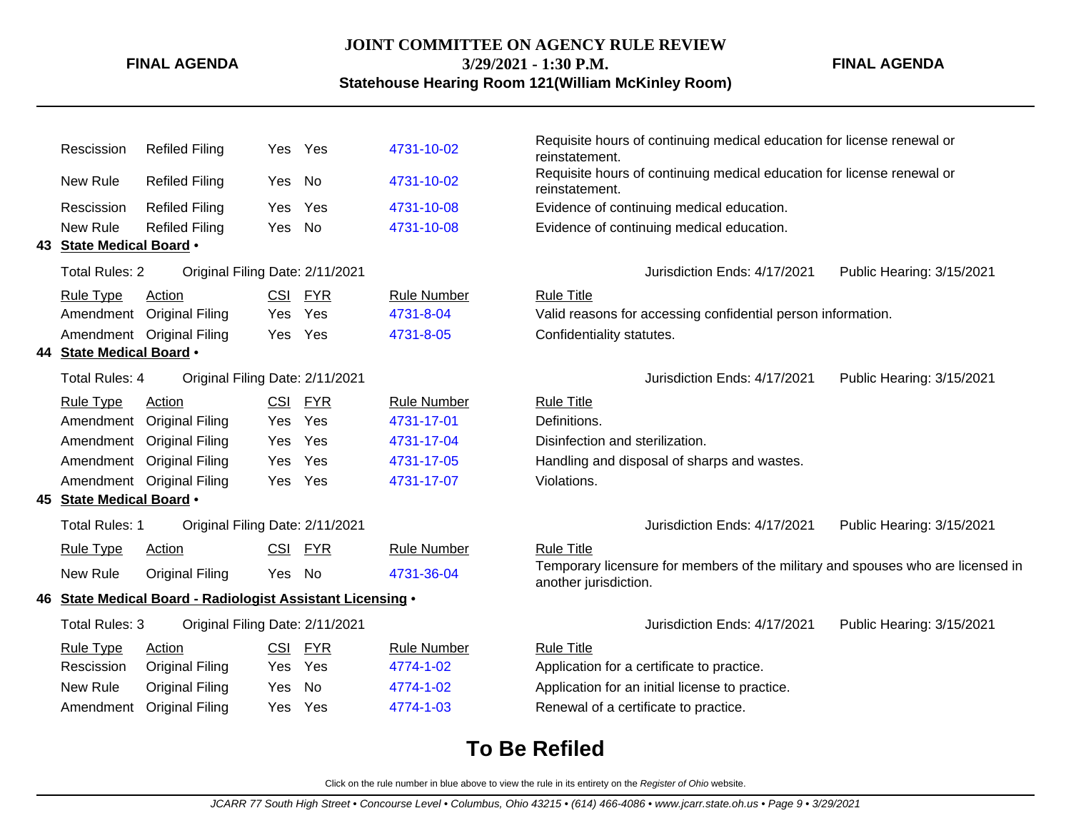| Rule Type | Action | CSI | FYR | Rule Number | Rule Title |
|---|---|---|---|---|---|
| Rescission | Refiled Filing | Yes | Yes | 4731-10-02 | Requisite hours of continuing medical education for license renewal or reinstatement. |
| New Rule | Refiled Filing | Yes | No | 4731-10-02 | Requisite hours of continuing medical education for license renewal or reinstatement. |
| Rescission | Refiled Filing | Yes | Yes | 4731-10-08 | Evidence of continuing medical education. |
| New Rule | Refiled Filing | Yes | No | 4731-10-08 | Evidence of continuing medical education. |

## 43 State Medical Board •

Total Rules: 2 Original Filing Date: 2/11/2021 Jurisdiction Ends: 4/17/2021 Public Hearing: 3/15/2021

| Rule Type | Action | CSI | FYR | Rule Number | Rule Title |
|---|---|---|---|---|---|
| Amendment | Original Filing | Yes | Yes | 4731-8-04 | Valid reasons for accessing confidential person information. |
| Amendment | Original Filing | Yes | Yes | 4731-8-05 | Confidentiality statutes. |

## 44 State Medical Board •

Total Rules: 4 Original Filing Date: 2/11/2021 Jurisdiction Ends: 4/17/2021 Public Hearing: 3/15/2021

| Rule Type | Action | CSI | FYR | Rule Number | Rule Title |
|---|---|---|---|---|---|
| Amendment | Original Filing | Yes | Yes | 4731-17-01 | Definitions. |
| Amendment | Original Filing | Yes | Yes | 4731-17-04 | Disinfection and sterilization. |
| Amendment | Original Filing | Yes | Yes | 4731-17-05 | Handling and disposal of sharps and wastes. |
| Amendment | Original Filing | Yes | Yes | 4731-17-07 | Violations. |

## 45 State Medical Board •

Total Rules: 1 Original Filing Date: 2/11/2021 Jurisdiction Ends: 4/17/2021 Public Hearing: 3/15/2021

| Rule Type | Action | CSI | FYR | Rule Number | Rule Title |
|---|---|---|---|---|---|
| New Rule | Original Filing | Yes | No | 4731-36-04 | Temporary licensure for members of the military and spouses who are licensed in another jurisdiction. |

## 46 State Medical Board - Radiologist Assistant Licensing •

Total Rules: 3 Original Filing Date: 2/11/2021 Jurisdiction Ends: 4/17/2021 Public Hearing: 3/15/2021

| Rule Type | Action | CSI | FYR | Rule Number | Rule Title |
|---|---|---|---|---|---|
| Rescission | Original Filing | Yes | Yes | 4774-1-02 | Application for a certificate to practice. |
| New Rule | Original Filing | Yes | No | 4774-1-02 | Application for an initial license to practice. |
| Amendment | Original Filing | Yes | Yes | 4774-1-03 | Renewal of a certificate to practice. |

# To Be Refiled

Click on the rule number in blue above to view the rule in its entirety on the *Register of Ohio* website.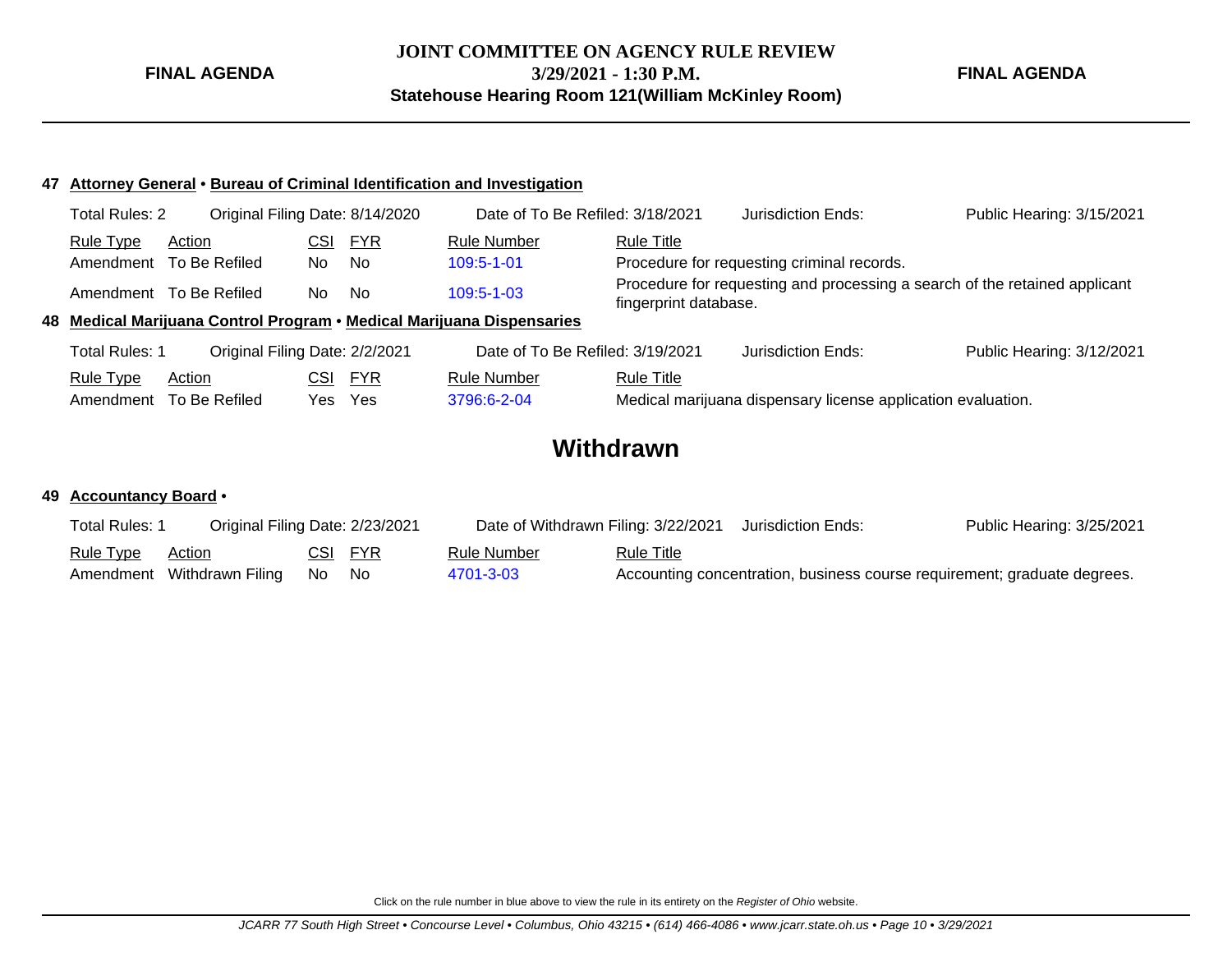**FINAL AGENDA**

**JOINT COMMITTEE ON AGENCY RULE REVIEW**
**3/29/2021 - 1:30 P.M.**
**Statehouse Hearing Room 121(William McKinley Room)**

**FINAL AGENDA**

**47 Attorney General • Bureau of Criminal Identification and Investigation**

Total Rules: 2 | Original Filing Date: 8/14/2020 | Date of To Be Refiled: 3/18/2021 | Jurisdiction Ends: | Public Hearing: 3/15/2021

| Rule Type | Action | CSI | FYR | Rule Number | Rule Title |
|---|---|---|---|---|---|
| Amendment | To Be Refiled | No | No | 109:5-1-01 | Procedure for requesting criminal records. |
| Amendment | To Be Refiled | No | No | 109:5-1-03 | Procedure for requesting and processing a search of the retained applicant fingerprint database. |

**48 Medical Marijuana Control Program • Medical Marijuana Dispensaries**

Total Rules: 1 | Original Filing Date: 2/2/2021 | Date of To Be Refiled: 3/19/2021 | Jurisdiction Ends: | Public Hearing: 3/12/2021

| Rule Type | Action | CSI | FYR | Rule Number | Rule Title |
|---|---|---|---|---|---|
| Amendment | To Be Refiled | Yes | Yes | 3796:6-2-04 | Medical marijuana dispensary license application evaluation. |

## Withdrawn

**49 Accountancy Board •**

Total Rules: 1 | Original Filing Date: 2/23/2021 | Date of Withdrawn Filing: 3/22/2021 | Jurisdiction Ends: | Public Hearing: 3/25/2021

| Rule Type | Action | CSI | FYR | Rule Number | Rule Title |
|---|---|---|---|---|---|
| Amendment | Withdrawn Filing | No | No | 4701-3-03 | Accounting concentration, business course requirement; graduate degrees. |

Click on the rule number in blue above to view the rule in its entirety on the *Register of Ohio* website.